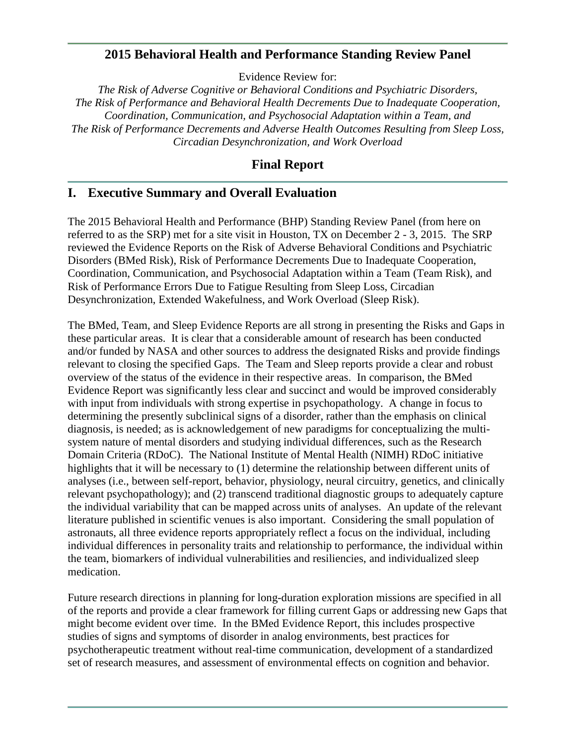## 2015 Behavioral Health and Performance Standing Review Panel

Evidence Review for:

*The Risk of Adverse Cognitive or Behavioral Conditions and Psychiatric Disorders, The Risk of Performance and Behavioral Health Decrements Due to Inadequate Cooperation, Coordination, Communication, and Psychosocial Adaptation within a Team, and The Risk of Performance Decrements and Adverse Health Outcomes Resulting from Sleep Loss, Circadian Desynchronization, and Work Overload*

## Final Report

# I. Executive Summary and Overall Evaluation

The 2015 Behavioral Health and Performance (BHP) Standing Review Panel (from here on referred to as the SRP) met for a site visit in Houston, TX on December 2 - 3, 2015. The SRP reviewed the Evidence Reports on the Risk of Adverse Behavioral Conditions and Psychiatric Disorders (BMed Risk), Risk of Performance Decrements Due to Inadequate Cooperation, Coordination, Communication, and Psychosocial Adaptation within a Team (Team Risk), and Risk of Performance Errors Due to Fatigue Resulting from Sleep Loss, Circadian Desynchronization, Extended Wakefulness, and Work Overload (Sleep Risk).

The BMed, Team, and Sleep Evidence Reports are all strong in presenting the Risks and Gaps in these particular areas. It is clear that a considerable amount of research has been conducted and/or funded by NASA and other sources to address the designated Risks and provide findings relevant to closing the specified Gaps. The Team and Sleep reports provide a clear and robust overview of the status of the evidence in their respective areas. In comparison, the BMed Evidence Report was significantly less clear and succinct and would be improved considerably with input from individuals with strong expertise in psychopathology. A change in focus to determining the presently subclinical signs of a disorder, rather than the emphasis on clinical diagnosis, is needed; as is acknowledgement of new paradigms for conceptualizing the multi-system nature of mental disorders and studying individual differences, such as the Research Domain Criteria (RDoC). The National Institute of Mental Health (NIMH) RDoC initiative highlights that it will be necessary to (1) determine the relationship between different units of analyses (i.e., between self-report, behavior, physiology, neural circuitry, genetics, and clinically relevant psychopathology); and (2) transcend traditional diagnostic groups to adequately capture the individual variability that can be mapped across units of analyses. An update of the relevant literature published in scientific venues is also important. Considering the small population of astronauts, all three evidence reports appropriately reflect a focus on the individual, including individual differences in personality traits and relationship to performance, the individual within the team, biomarkers of individual vulnerabilities and resiliencies, and individualized sleep medication.

Future research directions in planning for long-duration exploration missions are specified in all of the reports and provide a clear framework for filling current Gaps or addressing new Gaps that might become evident over time. In the BMed Evidence Report, this includes prospective studies of signs and symptoms of disorder in analog environments, best practices for psychotherapeutic treatment without real-time communication, development of a standardized set of research measures, and assessment of environmental effects on cognition and behavior.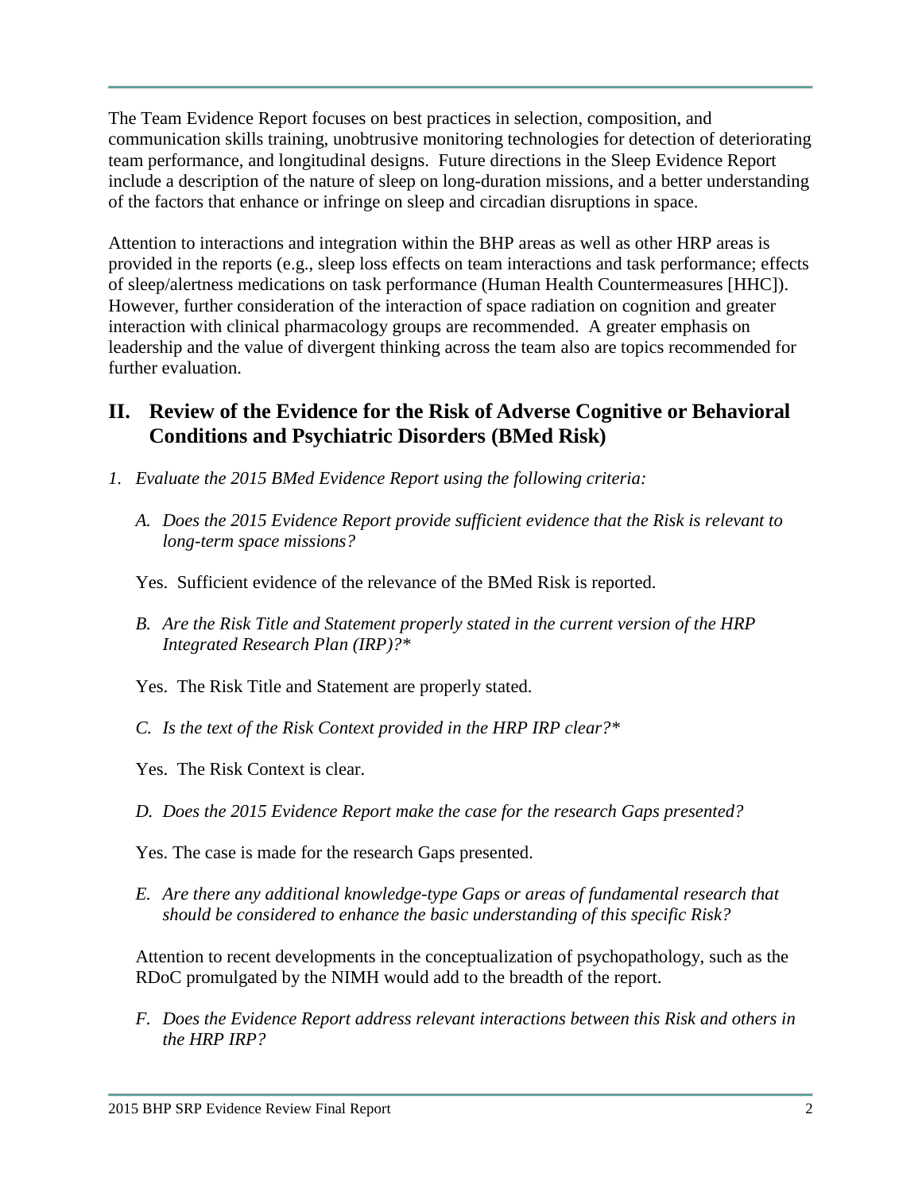The Team Evidence Report focuses on best practices in selection, composition, and communication skills training, unobtrusive monitoring technologies for detection of deteriorating team performance, and longitudinal designs. Future directions in the Sleep Evidence Report include a description of the nature of sleep on long-duration missions, and a better understanding of the factors that enhance or infringe on sleep and circadian disruptions in space.

Attention to interactions and integration within the BHP areas as well as other HRP areas is provided in the reports (e.g., sleep loss effects on team interactions and task performance; effects of sleep/alertness medications on task performance (Human Health Countermeasures [HHC]). However, further consideration of the interaction of space radiation on cognition and greater interaction with clinical pharmacology groups are recommended. A greater emphasis on leadership and the value of divergent thinking across the team also are topics recommended for further evaluation.

## II. Review of the Evidence for the Risk of Adverse Cognitive or Behavioral Conditions and Psychiatric Disorders (BMed Risk)

1. *Evaluate the 2015 BMed Evidence Report using the following criteria:*

   A. *Does the 2015 Evidence Report provide sufficient evidence that the Risk is relevant to long-term space missions?*

   Yes. Sufficient evidence of the relevance of the BMed Risk is reported.

   B. *Are the Risk Title and Statement properly stated in the current version of the HRP Integrated Research Plan (IRP)?**

   Yes. The Risk Title and Statement are properly stated.

   C. *Is the text of the Risk Context provided in the HRP IRP clear?**

   Yes. The Risk Context is clear.

   D. *Does the 2015 Evidence Report make the case for the research Gaps presented?*

   Yes. The case is made for the research Gaps presented.

   E. *Are there any additional knowledge-type Gaps or areas of fundamental research that should be considered to enhance the basic understanding of this specific Risk?*

   Attention to recent developments in the conceptualization of psychopathology, such as the RDoC promulgated by the NIMH would add to the breadth of the report.

   F. *Does the Evidence Report address relevant interactions between this Risk and others in the HRP IRP?*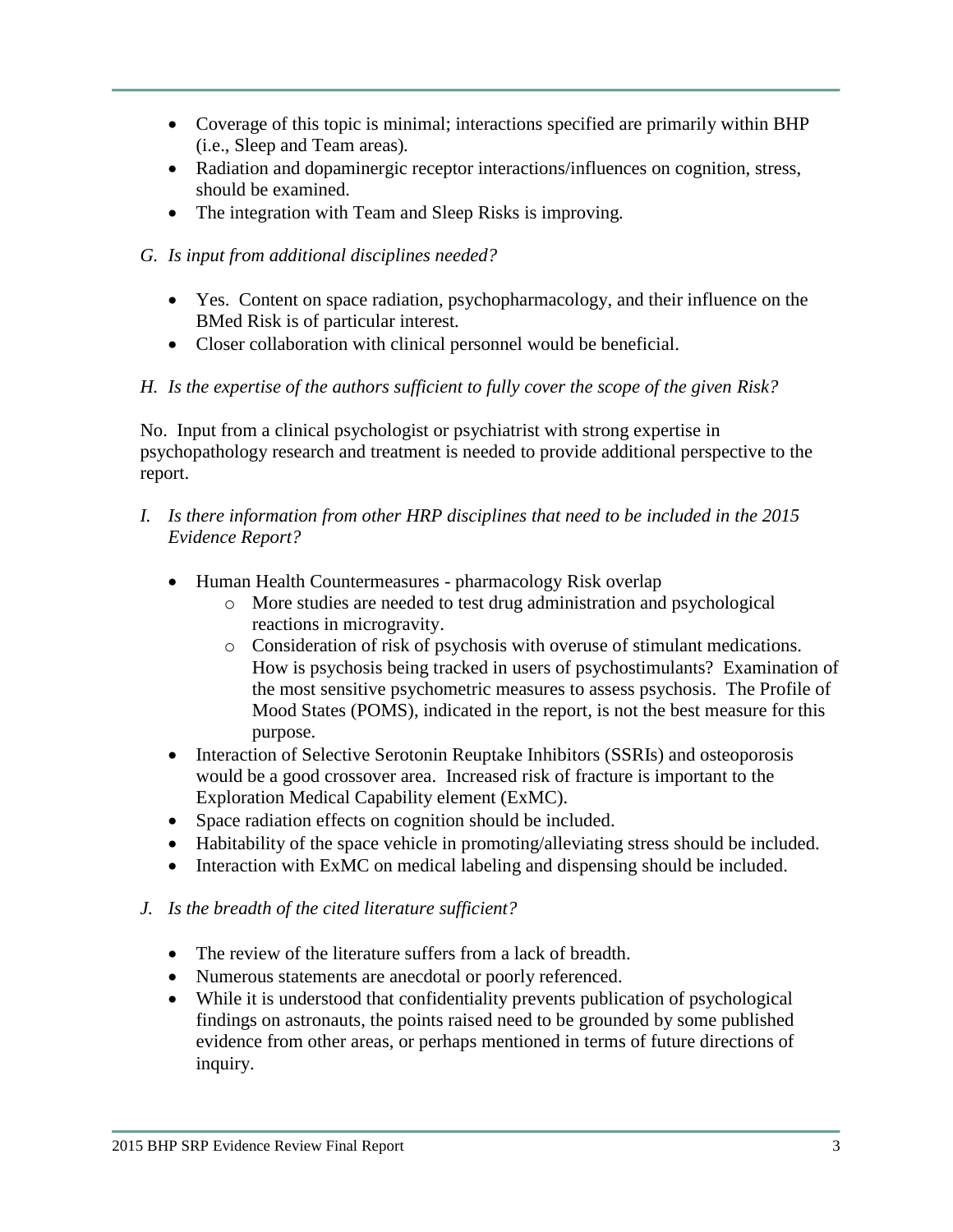- Coverage of this topic is minimal; interactions specified are primarily within BHP (i.e., Sleep and Team areas).
- Radiation and dopaminergic receptor interactions/influences on cognition, stress, should be examined.
- The integration with Team and Sleep Risks is improving.

*G. Is input from additional disciplines needed?*

- Yes. Content on space radiation, psychopharmacology, and their influence on the BMed Risk is of particular interest.
- Closer collaboration with clinical personnel would be beneficial.

*H. Is the expertise of the authors sufficient to fully cover the scope of the given Risk?*

No. Input from a clinical psychologist or psychiatrist with strong expertise in psychopathology research and treatment is needed to provide additional perspective to the report.

*I. Is there information from other HRP disciplines that need to be included in the 2015 Evidence Report?*

- Human Health Countermeasures - pharmacology Risk overlap
  - More studies are needed to test drug administration and psychological reactions in microgravity.
  - Consideration of risk of psychosis with overuse of stimulant medications. How is psychosis being tracked in users of psychostimulants? Examination of the most sensitive psychometric measures to assess psychosis. The Profile of Mood States (POMS), indicated in the report, is not the best measure for this purpose.
- Interaction of Selective Serotonin Reuptake Inhibitors (SSRIs) and osteoporosis would be a good crossover area. Increased risk of fracture is important to the Exploration Medical Capability element (ExMC).
- Space radiation effects on cognition should be included.
- Habitability of the space vehicle in promoting/alleviating stress should be included.
- Interaction with ExMC on medical labeling and dispensing should be included.

*J. Is the breadth of the cited literature sufficient?*

- The review of the literature suffers from a lack of breadth.
- Numerous statements are anecdotal or poorly referenced.
- While it is understood that confidentiality prevents publication of psychological findings on astronauts, the points raised need to be grounded by some published evidence from other areas, or perhaps mentioned in terms of future directions of inquiry.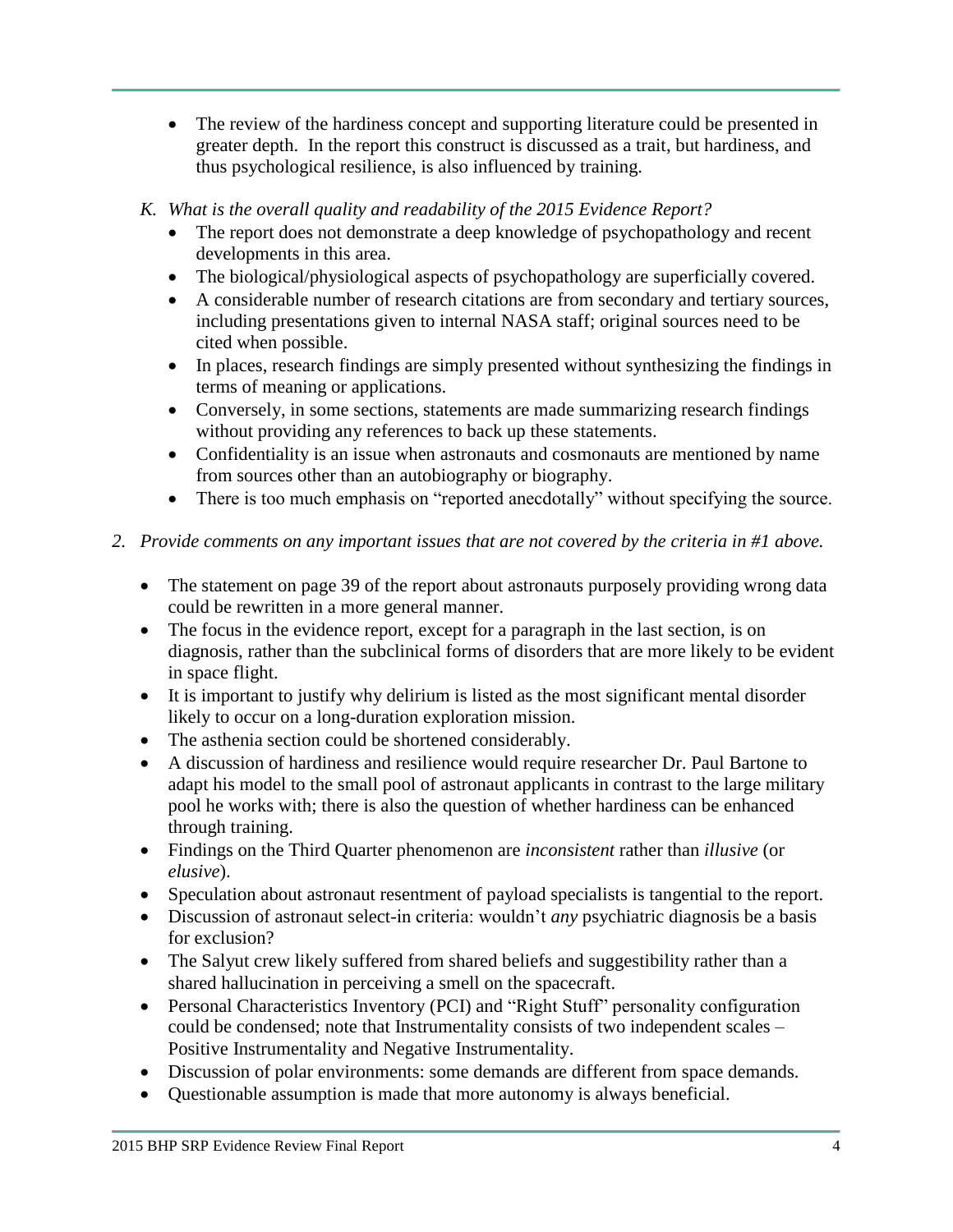- The review of the hardiness concept and supporting literature could be presented in greater depth. In the report this construct is discussed as a trait, but hardiness, and thus psychological resilience, is also influenced by training.

*K. What is the overall quality and readability of the 2015 Evidence Report?*

- The report does not demonstrate a deep knowledge of psychopathology and recent developments in this area.
- The biological/physiological aspects of psychopathology are superficially covered.
- A considerable number of research citations are from secondary and tertiary sources, including presentations given to internal NASA staff; original sources need to be cited when possible.
- In places, research findings are simply presented without synthesizing the findings in terms of meaning or applications.
- Conversely, in some sections, statements are made summarizing research findings without providing any references to back up these statements.
- Confidentiality is an issue when astronauts and cosmonauts are mentioned by name from sources other than an autobiography or biography.
- There is too much emphasis on "reported anecdotally" without specifying the source.

*2. Provide comments on any important issues that are not covered by the criteria in #1 above.*

- The statement on page 39 of the report about astronauts purposely providing wrong data could be rewritten in a more general manner.
- The focus in the evidence report, except for a paragraph in the last section, is on diagnosis, rather than the subclinical forms of disorders that are more likely to be evident in space flight.
- It is important to justify why delirium is listed as the most significant mental disorder likely to occur on a long-duration exploration mission.
- The asthenia section could be shortened considerably.
- A discussion of hardiness and resilience would require researcher Dr. Paul Bartone to adapt his model to the small pool of astronaut applicants in contrast to the large military pool he works with; there is also the question of whether hardiness can be enhanced through training.
- Findings on the Third Quarter phenomenon are *inconsistent* rather than *illusive* (or *elusive*).
- Speculation about astronaut resentment of payload specialists is tangential to the report.
- Discussion of astronaut select-in criteria: wouldn't *any* psychiatric diagnosis be a basis for exclusion?
- The Salyut crew likely suffered from shared beliefs and suggestibility rather than a shared hallucination in perceiving a smell on the spacecraft.
- Personal Characteristics Inventory (PCI) and "Right Stuff" personality configuration could be condensed; note that Instrumentality consists of two independent scales – Positive Instrumentality and Negative Instrumentality.
- Discussion of polar environments: some demands are different from space demands.
- Questionable assumption is made that more autonomy is always beneficial.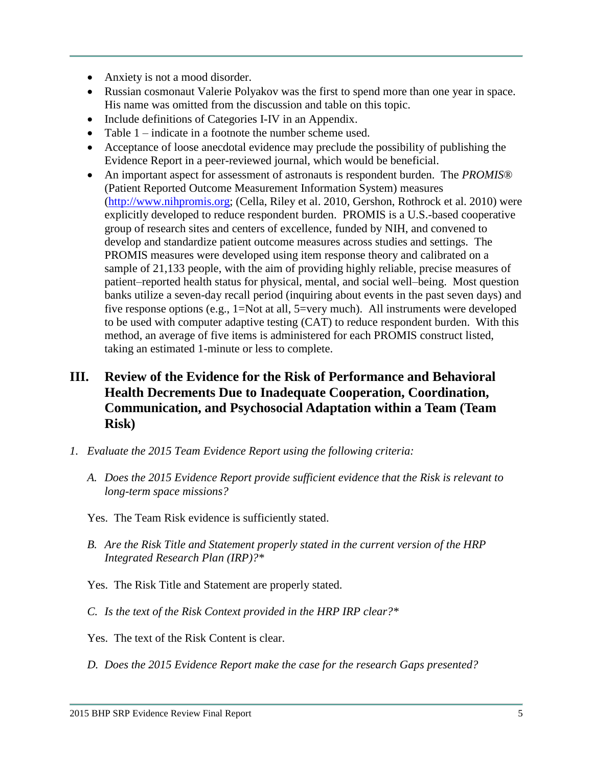- Anxiety is not a mood disorder.
- Russian cosmonaut Valerie Polyakov was the first to spend more than one year in space. His name was omitted from the discussion and table on this topic.
- Include definitions of Categories I-IV in an Appendix.
- Table 1 – indicate in a footnote the number scheme used.
- Acceptance of loose anecdotal evidence may preclude the possibility of publishing the Evidence Report in a peer-reviewed journal, which would be beneficial.
- An important aspect for assessment of astronauts is respondent burden. The *PROMIS®* (Patient Reported Outcome Measurement Information System) measures (http://www.nihpromis.org; (Cella, Riley et al. 2010, Gershon, Rothrock et al. 2010) were explicitly developed to reduce respondent burden. PROMIS is a U.S.-based cooperative group of research sites and centers of excellence, funded by NIH, and convened to develop and standardize patient outcome measures across studies and settings. The PROMIS measures were developed using item response theory and calibrated on a sample of 21,133 people, with the aim of providing highly reliable, precise measures of patient–reported health status for physical, mental, and social well–being. Most question banks utilize a seven-day recall period (inquiring about events in the past seven days) and five response options (e.g., 1=Not at all, 5=very much). All instruments were developed to be used with computer adaptive testing (CAT) to reduce respondent burden. With this method, an average of five items is administered for each PROMIS construct listed, taking an estimated 1-minute or less to complete.

## III. Review of the Evidence for the Risk of Performance and Behavioral Health Decrements Due to Inadequate Cooperation, Coordination, Communication, and Psychosocial Adaptation within a Team (Team Risk)

1. *Evaluate the 2015 Team Evidence Report using the following criteria:*

   A. *Does the 2015 Evidence Report provide sufficient evidence that the Risk is relevant to long-term space missions?*

   Yes. The Team Risk evidence is sufficiently stated.

   B. *Are the Risk Title and Statement properly stated in the current version of the HRP Integrated Research Plan (IRP)?**

   Yes. The Risk Title and Statement are properly stated.

   C. *Is the text of the Risk Context provided in the HRP IRP clear?**

   Yes. The text of the Risk Content is clear.

   D. *Does the 2015 Evidence Report make the case for the research Gaps presented?*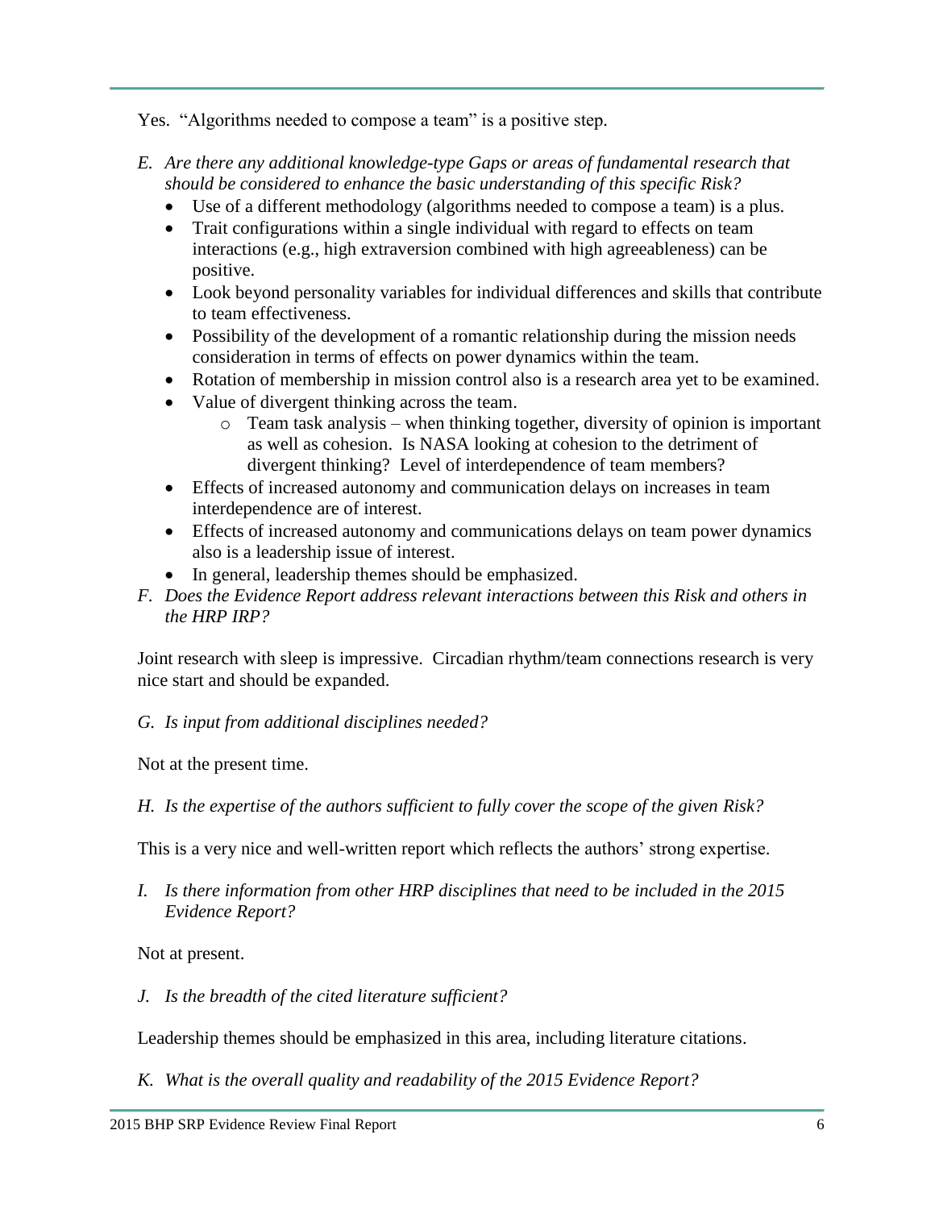Yes. "Algorithms needed to compose a team" is a positive step.

*E. Are there any additional knowledge-type Gaps or areas of fundamental research that should be considered to enhance the basic understanding of this specific Risk?*

- Use of a different methodology (algorithms needed to compose a team) is a plus.
- Trait configurations within a single individual with regard to effects on team interactions (e.g., high extraversion combined with high agreeableness) can be positive.
- Look beyond personality variables for individual differences and skills that contribute to team effectiveness.
- Possibility of the development of a romantic relationship during the mission needs consideration in terms of effects on power dynamics within the team.
- Rotation of membership in mission control also is a research area yet to be examined.
- Value of divergent thinking across the team.
    - Team task analysis – when thinking together, diversity of opinion is important as well as cohesion. Is NASA looking at cohesion to the detriment of divergent thinking? Level of interdependence of team members?
- Effects of increased autonomy and communication delays on increases in team interdependence are of interest.
- Effects of increased autonomy and communications delays on team power dynamics also is a leadership issue of interest.
- In general, leadership themes should be emphasized.

*F. Does the Evidence Report address relevant interactions between this Risk and others in the HRP IRP?*

Joint research with sleep is impressive. Circadian rhythm/team connections research is very nice start and should be expanded.

*G. Is input from additional disciplines needed?*

Not at the present time.

*H. Is the expertise of the authors sufficient to fully cover the scope of the given Risk?*

This is a very nice and well-written report which reflects the authors' strong expertise.

*I. Is there information from other HRP disciplines that need to be included in the 2015 Evidence Report?*

Not at present.

*J. Is the breadth of the cited literature sufficient?*

Leadership themes should be emphasized in this area, including literature citations.

*K. What is the overall quality and readability of the 2015 Evidence Report?*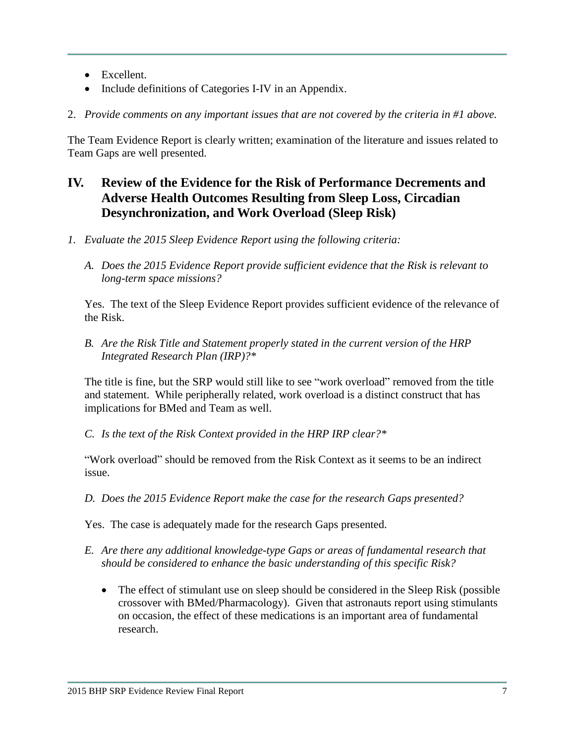- Excellent.
- Include definitions of Categories I-IV in an Appendix.

2. *Provide comments on any important issues that are not covered by the criteria in #1 above.*

The Team Evidence Report is clearly written; examination of the literature and issues related to Team Gaps are well presented.

## IV. Review of the Evidence for the Risk of Performance Decrements and Adverse Health Outcomes Resulting from Sleep Loss, Circadian Desynchronization, and Work Overload (Sleep Risk)

1. *Evaluate the 2015 Sleep Evidence Report using the following criteria:*

   A. *Does the 2015 Evidence Report provide sufficient evidence that the Risk is relevant to long-term space missions?*

   Yes. The text of the Sleep Evidence Report provides sufficient evidence of the relevance of the Risk.

   B. *Are the Risk Title and Statement properly stated in the current version of the HRP Integrated Research Plan (IRP)?**

   The title is fine, but the SRP would still like to see "work overload" removed from the title and statement. While peripherally related, work overload is a distinct construct that has implications for BMed and Team as well.

   C. *Is the text of the Risk Context provided in the HRP IRP clear?**

   "Work overload" should be removed from the Risk Context as it seems to be an indirect issue.

   D. *Does the 2015 Evidence Report make the case for the research Gaps presented?*

   Yes. The case is adequately made for the research Gaps presented.

   E. *Are there any additional knowledge-type Gaps or areas of fundamental research that should be considered to enhance the basic understanding of this specific Risk?*

   - The effect of stimulant use on sleep should be considered in the Sleep Risk (possible crossover with BMed/Pharmacology). Given that astronauts report using stimulants on occasion, the effect of these medications is an important area of fundamental research.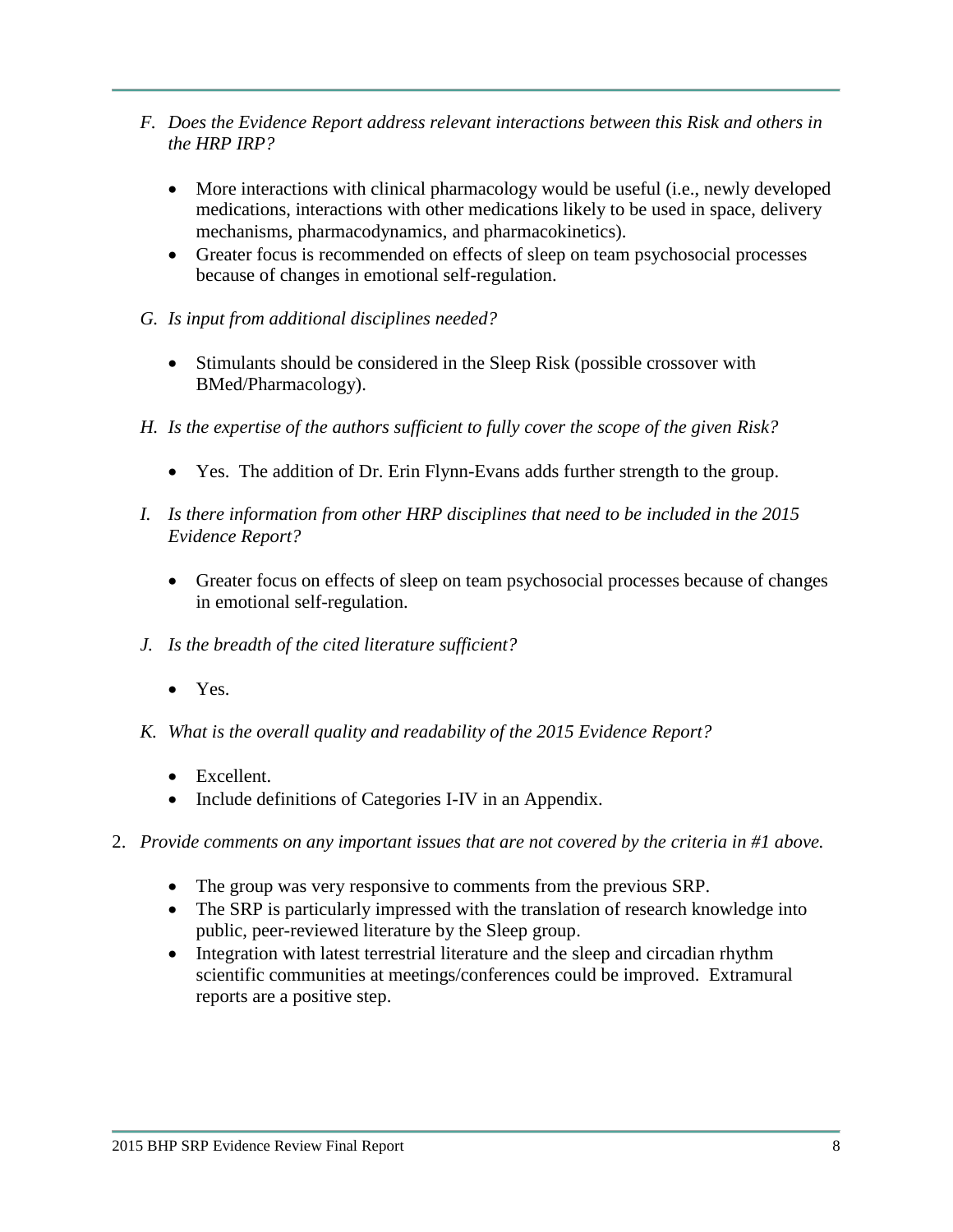*F. Does the Evidence Report address relevant interactions between this Risk and others in the HRP IRP?*

- More interactions with clinical pharmacology would be useful (i.e., newly developed medications, interactions with other medications likely to be used in space, delivery mechanisms, pharmacodynamics, and pharmacokinetics).
- Greater focus is recommended on effects of sleep on team psychosocial processes because of changes in emotional self-regulation.

*G. Is input from additional disciplines needed?*

- Stimulants should be considered in the Sleep Risk (possible crossover with BMed/Pharmacology).

*H. Is the expertise of the authors sufficient to fully cover the scope of the given Risk?*

- Yes. The addition of Dr. Erin Flynn-Evans adds further strength to the group.

*I. Is there information from other HRP disciplines that need to be included in the 2015 Evidence Report?*

- Greater focus on effects of sleep on team psychosocial processes because of changes in emotional self-regulation.

*J. Is the breadth of the cited literature sufficient?*

- Yes.

*K. What is the overall quality and readability of the 2015 Evidence Report?*

- Excellent.
- Include definitions of Categories I-IV in an Appendix.

2. *Provide comments on any important issues that are not covered by the criteria in #1 above.*

- The group was very responsive to comments from the previous SRP.
- The SRP is particularly impressed with the translation of research knowledge into public, peer-reviewed literature by the Sleep group.
- Integration with latest terrestrial literature and the sleep and circadian rhythm scientific communities at meetings/conferences could be improved. Extramural reports are a positive step.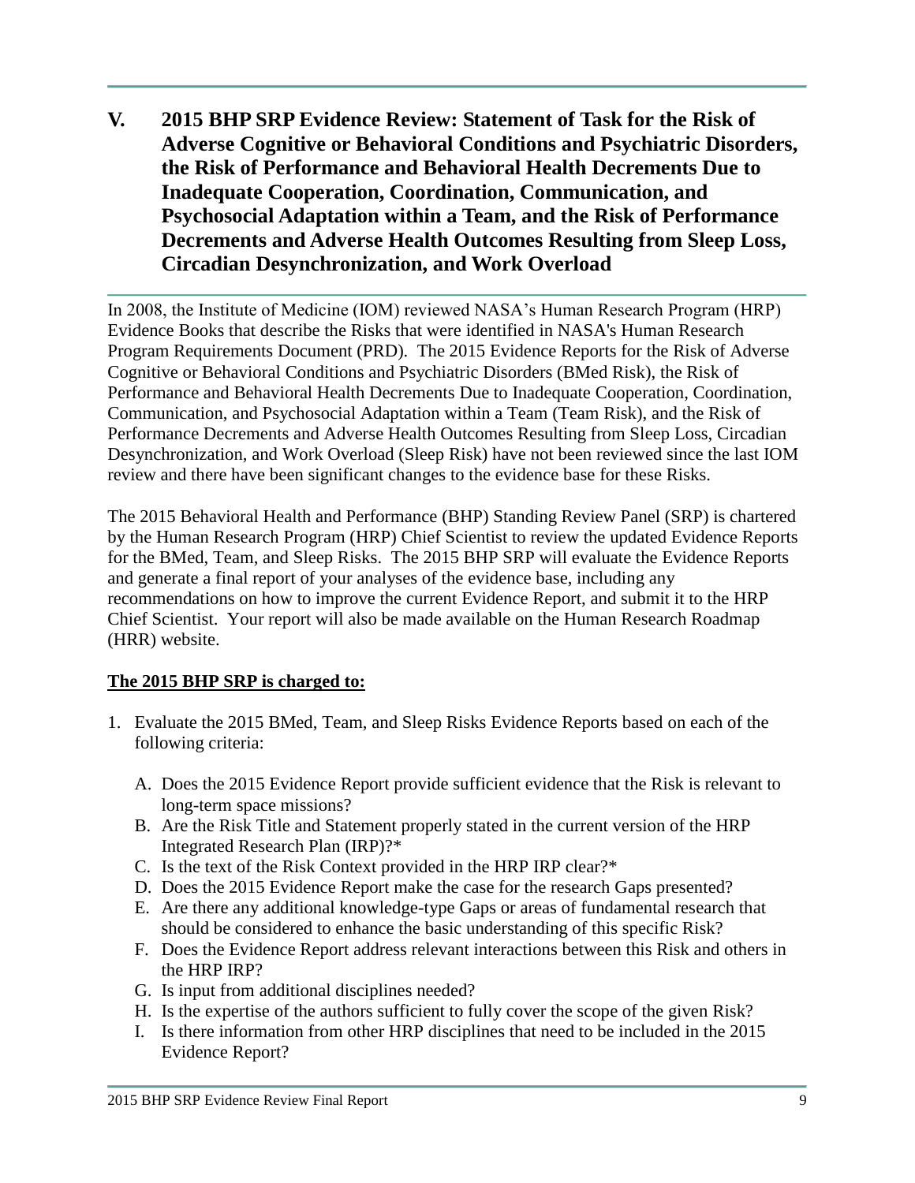# V. 2015 BHP SRP Evidence Review: Statement of Task for the Risk of Adverse Cognitive or Behavioral Conditions and Psychiatric Disorders, the Risk of Performance and Behavioral Health Decrements Due to Inadequate Cooperation, Coordination, Communication, and Psychosocial Adaptation within a Team, and the Risk of Performance Decrements and Adverse Health Outcomes Resulting from Sleep Loss, Circadian Desynchronization, and Work Overload

In 2008, the Institute of Medicine (IOM) reviewed NASA's Human Research Program (HRP) Evidence Books that describe the Risks that were identified in NASA's Human Research Program Requirements Document (PRD). The 2015 Evidence Reports for the Risk of Adverse Cognitive or Behavioral Conditions and Psychiatric Disorders (BMed Risk), the Risk of Performance and Behavioral Health Decrements Due to Inadequate Cooperation, Coordination, Communication, and Psychosocial Adaptation within a Team (Team Risk), and the Risk of Performance Decrements and Adverse Health Outcomes Resulting from Sleep Loss, Circadian Desynchronization, and Work Overload (Sleep Risk) have not been reviewed since the last IOM review and there have been significant changes to the evidence base for these Risks.

The 2015 Behavioral Health and Performance (BHP) Standing Review Panel (SRP) is chartered by the Human Research Program (HRP) Chief Scientist to review the updated Evidence Reports for the BMed, Team, and Sleep Risks. The 2015 BHP SRP will evaluate the Evidence Reports and generate a final report of your analyses of the evidence base, including any recommendations on how to improve the current Evidence Report, and submit it to the HRP Chief Scientist. Your report will also be made available on the Human Research Roadmap (HRR) website.

**The 2015 BHP SRP is charged to:**

1. Evaluate the 2015 BMed, Team, and Sleep Risks Evidence Reports based on each of the following criteria:
   A. Does the 2015 Evidence Report provide sufficient evidence that the Risk is relevant to long-term space missions?
   B. Are the Risk Title and Statement properly stated in the current version of the HRP Integrated Research Plan (IRP)?*
   C. Is the text of the Risk Context provided in the HRP IRP clear?*
   D. Does the 2015 Evidence Report make the case for the research Gaps presented?
   E. Are there any additional knowledge-type Gaps or areas of fundamental research that should be considered to enhance the basic understanding of this specific Risk?
   F. Does the Evidence Report address relevant interactions between this Risk and others in the HRP IRP?
   G. Is input from additional disciplines needed?
   H. Is the expertise of the authors sufficient to fully cover the scope of the given Risk?
   I. Is there information from other HRP disciplines that need to be included in the 2015 Evidence Report?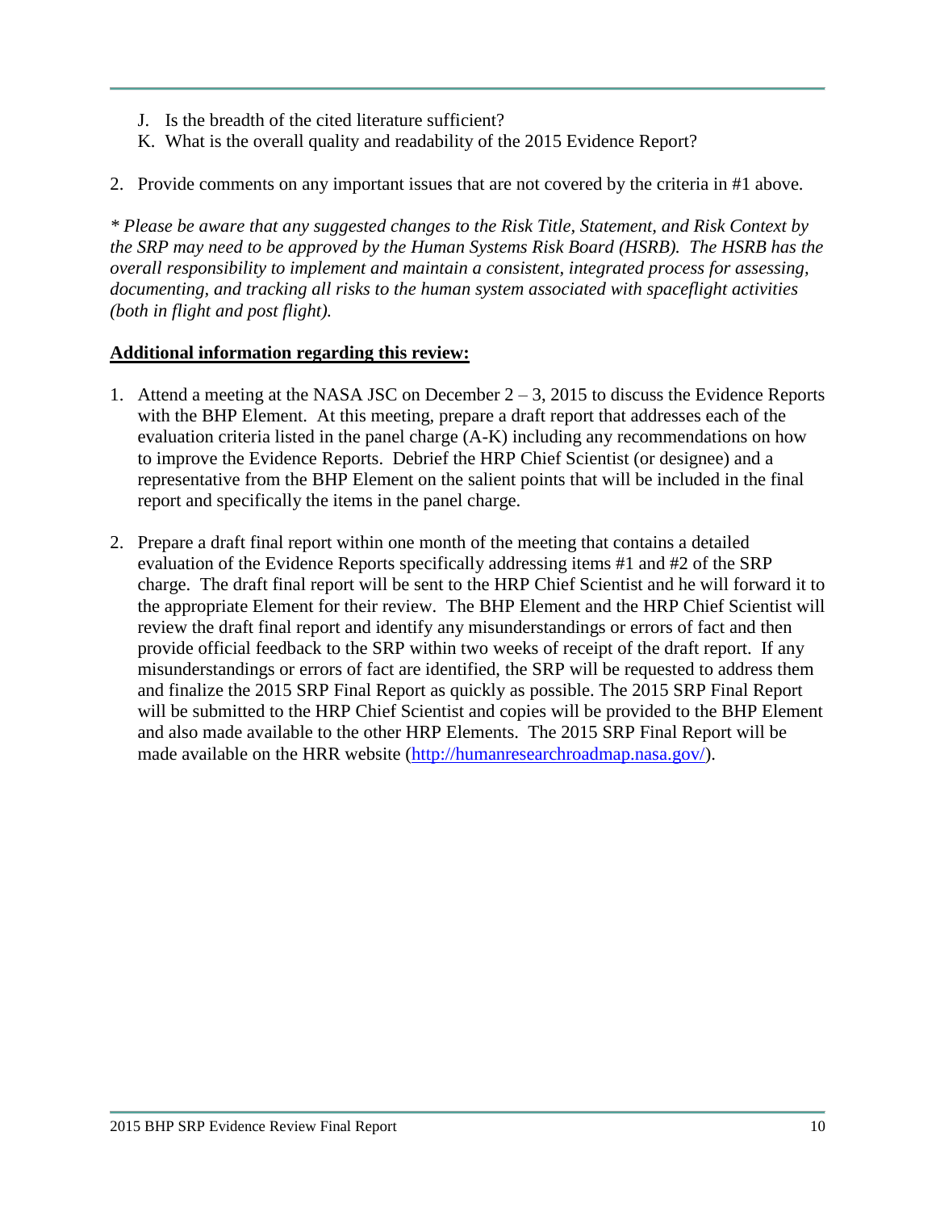J. Is the breadth of the cited literature sufficient?
K. What is the overall quality and readability of the 2015 Evidence Report?

2. Provide comments on any important issues that are not covered by the criteria in #1 above.

*\* Please be aware that any suggested changes to the Risk Title, Statement, and Risk Context by the SRP may need to be approved by the Human Systems Risk Board (HSRB). The HSRB has the overall responsibility to implement and maintain a consistent, integrated process for assessing, documenting, and tracking all risks to the human system associated with spaceflight activities (both in flight and post flight).*

**Additional information regarding this review:**

1. Attend a meeting at the NASA JSC on December 2 – 3, 2015 to discuss the Evidence Reports with the BHP Element. At this meeting, prepare a draft report that addresses each of the evaluation criteria listed in the panel charge (A-K) including any recommendations on how to improve the Evidence Reports. Debrief the HRP Chief Scientist (or designee) and a representative from the BHP Element on the salient points that will be included in the final report and specifically the items in the panel charge.

2. Prepare a draft final report within one month of the meeting that contains a detailed evaluation of the Evidence Reports specifically addressing items #1 and #2 of the SRP charge. The draft final report will be sent to the HRP Chief Scientist and he will forward it to the appropriate Element for their review. The BHP Element and the HRP Chief Scientist will review the draft final report and identify any misunderstandings or errors of fact and then provide official feedback to the SRP within two weeks of receipt of the draft report. If any misunderstandings or errors of fact are identified, the SRP will be requested to address them and finalize the 2015 SRP Final Report as quickly as possible. The 2015 SRP Final Report will be submitted to the HRP Chief Scientist and copies will be provided to the BHP Element and also made available to the other HRP Elements. The 2015 SRP Final Report will be made available on the HRR website (http://humanresearchroadmap.nasa.gov/).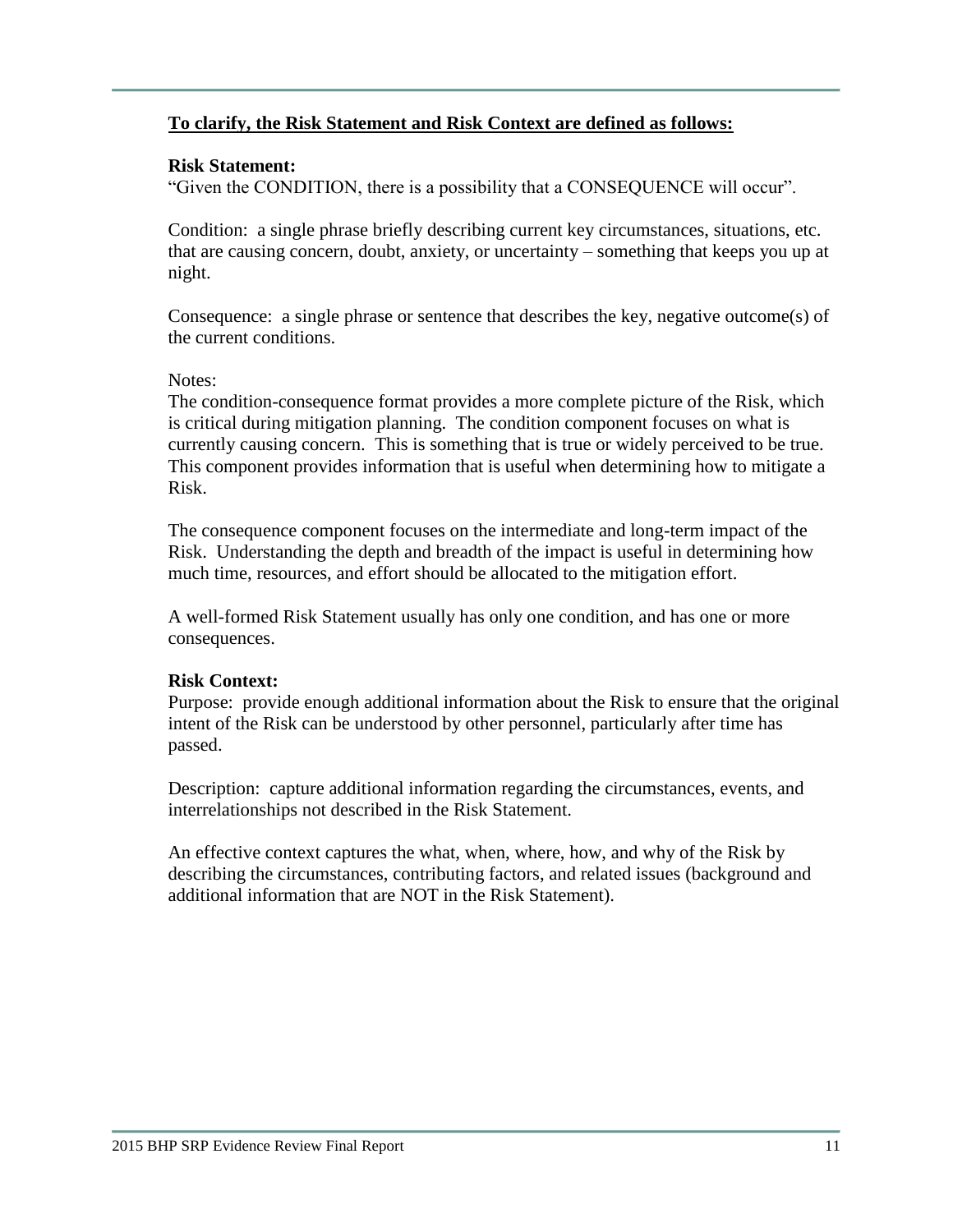**To clarify, the Risk Statement and Risk Context are defined as follows:**

**Risk Statement:**

"Given the CONDITION, there is a possibility that a CONSEQUENCE will occur".

Condition: a single phrase briefly describing current key circumstances, situations, etc. that are causing concern, doubt, anxiety, or uncertainty – something that keeps you up at night.

Consequence: a single phrase or sentence that describes the key, negative outcome(s) of the current conditions.

Notes:

The condition-consequence format provides a more complete picture of the Risk, which is critical during mitigation planning. The condition component focuses on what is currently causing concern. This is something that is true or widely perceived to be true. This component provides information that is useful when determining how to mitigate a Risk.

The consequence component focuses on the intermediate and long-term impact of the Risk. Understanding the depth and breadth of the impact is useful in determining how much time, resources, and effort should be allocated to the mitigation effort.

A well-formed Risk Statement usually has only one condition, and has one or more consequences.

**Risk Context:**

Purpose: provide enough additional information about the Risk to ensure that the original intent of the Risk can be understood by other personnel, particularly after time has passed.

Description: capture additional information regarding the circumstances, events, and interrelationships not described in the Risk Statement.

An effective context captures the what, when, where, how, and why of the Risk by describing the circumstances, contributing factors, and related issues (background and additional information that are NOT in the Risk Statement).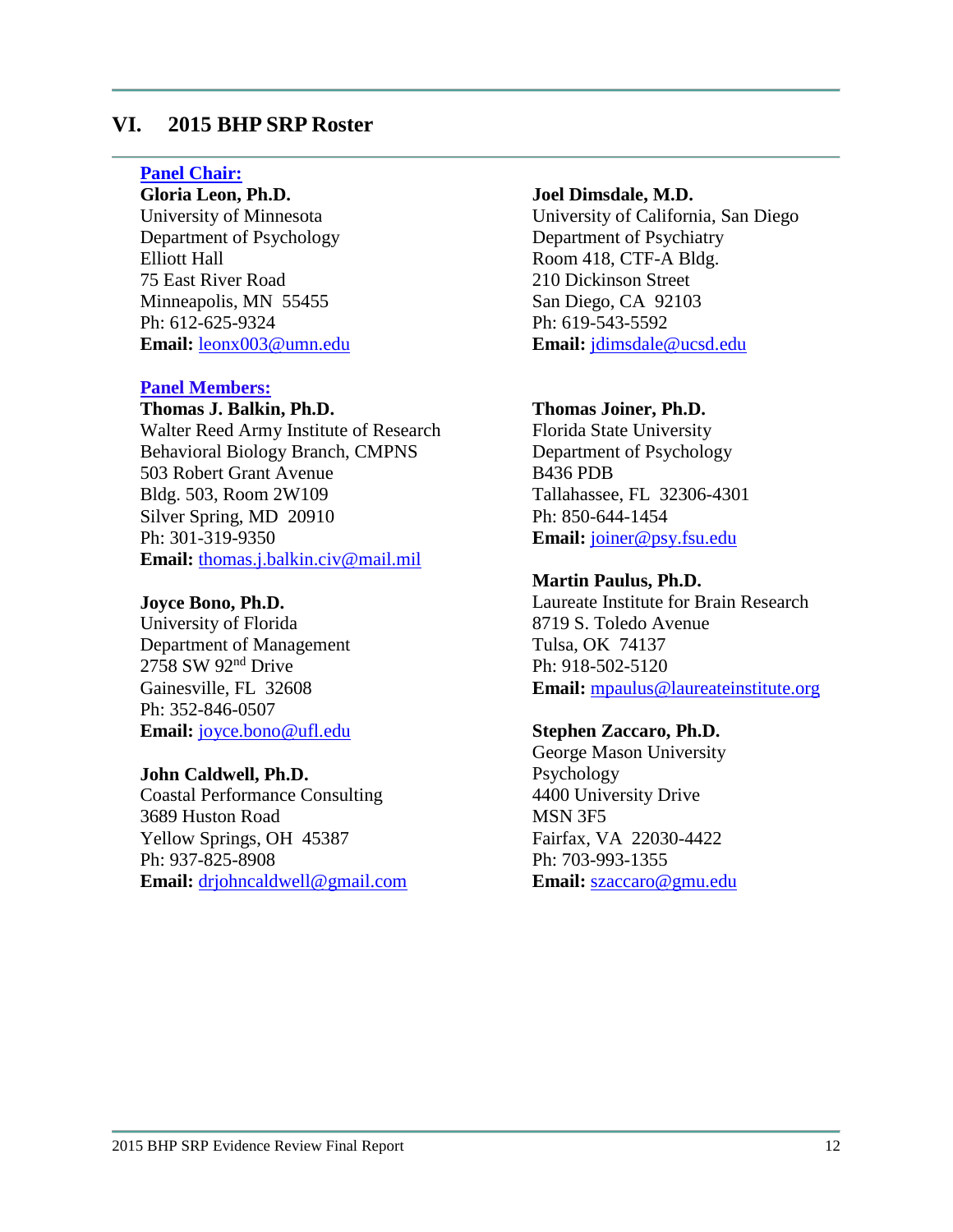## VI. 2015 BHP SRP Roster

**Panel Chair:**

**Gloria Leon, Ph.D.**
University of Minnesota
Department of Psychology
Elliott Hall
75 East River Road
Minneapolis, MN 55455
Ph: 612-625-9324
**Email:** leonx003@umn.edu

**Joel Dimsdale, M.D.**
University of California, San Diego
Department of Psychiatry
Room 418, CTF-A Bldg.
210 Dickinson Street
San Diego, CA 92103
Ph: 619-543-5592
**Email:** jdimsdale@ucsd.edu

**Panel Members:**

**Thomas J. Balkin, Ph.D.**
Walter Reed Army Institute of Research
Behavioral Biology Branch, CMPNS
503 Robert Grant Avenue
Bldg. 503, Room 2W109
Silver Spring, MD 20910
Ph: 301-319-9350
**Email:** thomas.j.balkin.civ@mail.mil

**Joyce Bono, Ph.D.**
University of Florida
Department of Management
2758 SW 92nd Drive
Gainesville, FL 32608
Ph: 352-846-0507
**Email:** joyce.bono@ufl.edu

**John Caldwell, Ph.D.**
Coastal Performance Consulting
3689 Huston Road
Yellow Springs, OH 45387
Ph: 937-825-8908
**Email:** drjohncaldwell@gmail.com

**Thomas Joiner, Ph.D.**
Florida State University
Department of Psychology
B436 PDB
Tallahassee, FL 32306-4301
Ph: 850-644-1454
**Email:** joiner@psy.fsu.edu

**Martin Paulus, Ph.D.**
Laureate Institute for Brain Research
8719 S. Toledo Avenue
Tulsa, OK 74137
Ph: 918-502-5120
**Email:** mpaulus@laureateinstitute.org

**Stephen Zaccaro, Ph.D.**
George Mason University
Psychology
4400 University Drive
MSN 3F5
Fairfax, VA 22030-4422
Ph: 703-993-1355
**Email:** szaccaro@gmu.edu